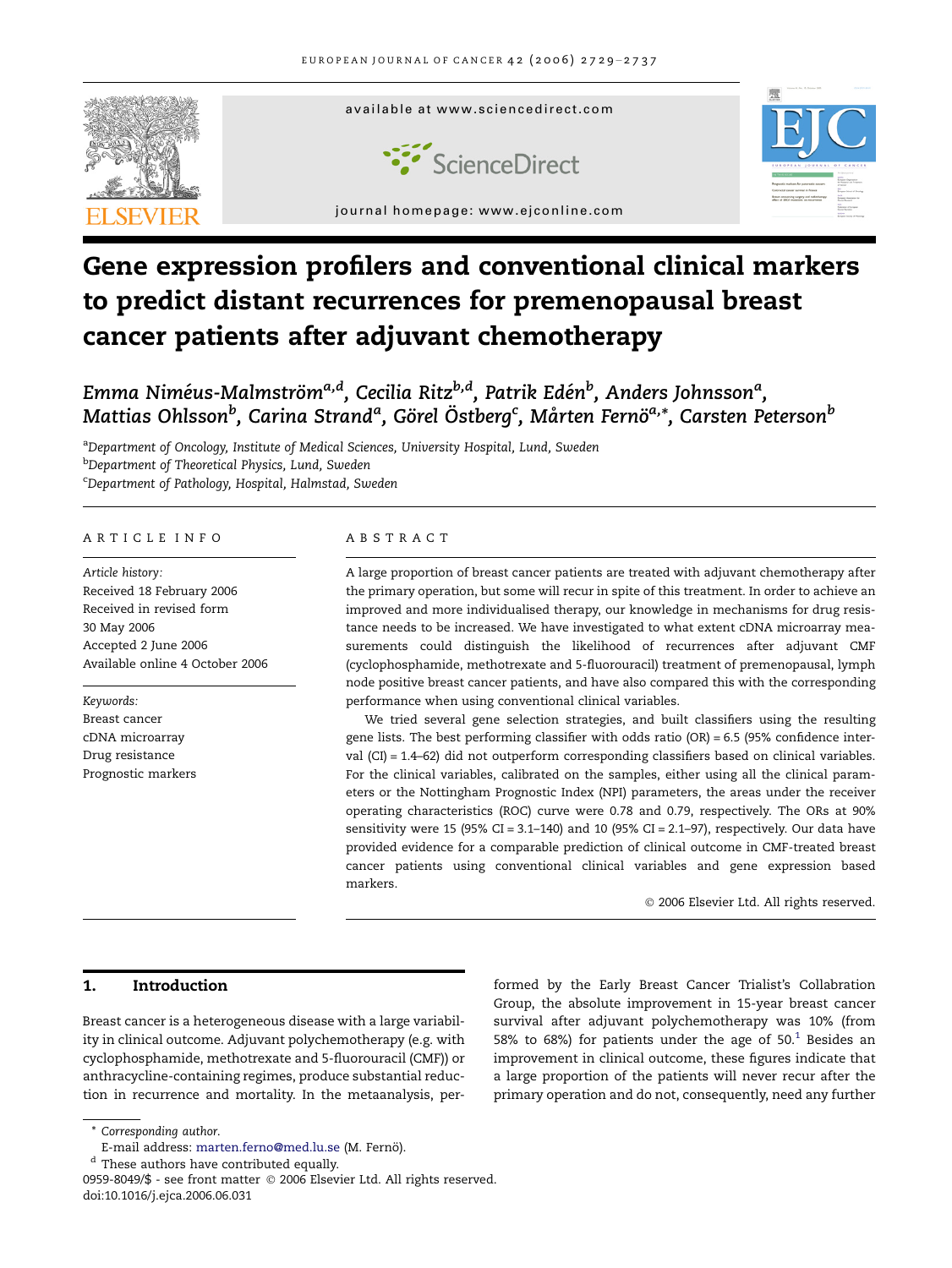# Gene expression profilers and conventional clinical markers to predict distant recurrences for premenopausal breast cancer patients after adjuvant chemotherapy

*Emma Niméus-Malmström[a,d], Cecilia Ritz[b,d], Patrik Edén[b], Anders Johnsson[a], Mattias Ohlsson[b], Carina Strand[a], Görel Östberg[c], Mårten Fernö[a,*], Carsten Peterson[b]*

[a]Department of Oncology, Institute of Medical Sciences, University Hospital, Lund, Sweden
[b]Department of Theoretical Physics, Lund, Sweden
[c]Department of Pathology, Hospital, Halmstad, Sweden

## ARTICLE INFO

*Article history:*
Received 18 February 2006
Received in revised form 30 May 2006
Accepted 2 June 2006
Available online 4 October 2006

*Keywords:*
Breast cancer
cDNA microarray
Drug resistance
Prognostic markers

## ABSTRACT

A large proportion of breast cancer patients are treated with adjuvant chemotherapy after the primary operation, but some will recur in spite of this treatment. In order to achieve an improved and more individualised therapy, our knowledge in mechanisms for drug resistance needs to be increased. We have investigated to what extent cDNA microarray measurements could distinguish the likelihood of recurrences after adjuvant CMF (cyclophosphamide, methotrexate and 5-fluorouracil) treatment of premenopausal, lymph node positive breast cancer patients, and have also compared this with the corresponding performance when using conventional clinical variables.

We tried several gene selection strategies, and built classifiers using the resulting gene lists. The best performing classifier with odds ratio (OR) = 6.5 (95% confidence interval (CI) = 1.4–62) did not outperform corresponding classifiers based on clinical variables. For the clinical variables, calibrated on the samples, either using all the clinical parameters or the Nottingham Prognostic Index (NPI) parameters, the areas under the receiver operating characteristics (ROC) curve were 0.78 and 0.79, respectively. The ORs at 90% sensitivity were 15 (95% CI = 3.1–140) and 10 (95% CI = 2.1–97), respectively. Our data have provided evidence for a comparable prediction of clinical outcome in CMF-treated breast cancer patients using conventional clinical variables and gene expression based markers.

© 2006 Elsevier Ltd. All rights reserved.

## 1. Introduction

Breast cancer is a heterogeneous disease with a large variability in clinical outcome. Adjuvant polychemotherapy (e.g. with cyclophosphamide, methotrexate and 5-fluorouracil (CMF)) or anthracycline-containing regimes, produce substantial reduction in recurrence and mortality. In the metaanalysis, performed by the Early Breast Cancer Trialist's Collabration Group, the absolute improvement in 15-year breast cancer survival after adjuvant polychemotherapy was 10% (from 58% to 68%) for patients under the age of 50.[1] Besides an improvement in clinical outcome, these figures indicate that a large proportion of the patients will never recur after the primary operation and do not, consequently, need any further

---

\* Corresponding author.
E-mail address: marten.ferno@med.lu.se (M. Fernö).
[d] These authors have contributed equally.
0959-8049/$ - see front matter © 2006 Elsevier Ltd. All rights reserved.
doi:10.1016/j.ejca.2006.06.031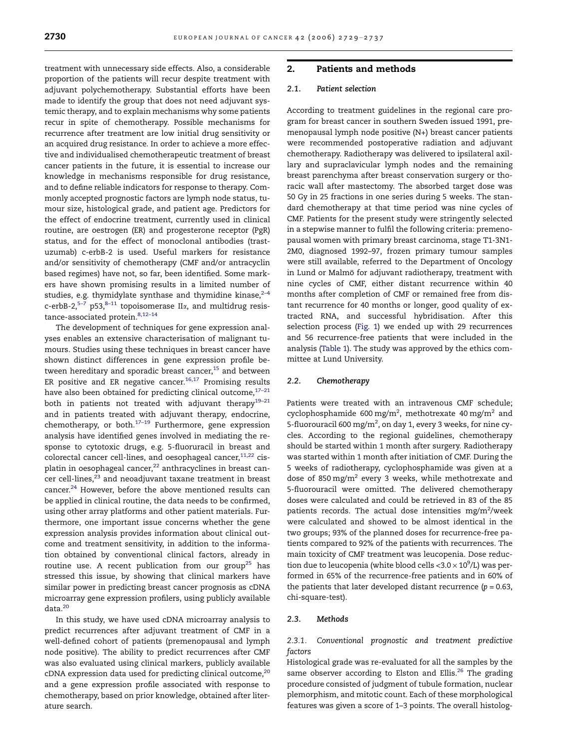treatment with unnecessary side effects. Also, a considerable proportion of the patients will recur despite treatment with adjuvant polychemotherapy. Substantial efforts have been made to identify the group that does not need adjuvant systemic therapy, and to explain mechanisms why some patients recur in spite of chemotherapy. Possible mechanisms for recurrence after treatment are low initial drug sensitivity or an acquired drug resistance. In order to achieve a more effective and individualised chemotherapeutic treatment of breast cancer patients in the future, it is essential to increase our knowledge in mechanisms responsible for drug resistance, and to define reliable indicators for response to therapy. Commonly accepted prognostic factors are lymph node status, tumour size, histological grade, and patient age. Predictors for the effect of endocrine treatment, currently used in clinical routine, are oestrogen (ER) and progesterone receptor (PgR) status, and for the effect of monoclonal antibodies (trastuzumab) c-erbB-2 is used. Useful markers for resistance and/or sensitivity of chemotherapy (CMF and/or antracyclin based regimes) have not, so far, been identified. Some markers have shown promising results in a limited number of studies, e.g. thymidylate synthase and thymidine kinase,[2–4] c-erbB-2,[5–7] p53,[8–11] topoisomerase II$\alpha$, and multidrug resistance-associated protein.[8,12–14]

The development of techniques for gene expression analyses enables an extensive characterisation of malignant tumours. Studies using these techniques in breast cancer have shown distinct differences in gene expression profile between hereditary and sporadic breast cancer,[15] and between ER positive and ER negative cancer.[16,17] Promising results have also been obtained for predicting clinical outcome,[17–21] both in patients not treated with adjuvant therapy[19–21] and in patients treated with adjuvant therapy, endocrine, chemotherapy, or both.[17–19] Furthermore, gene expression analysis have identified genes involved in mediating the response to cytotoxic drugs, e.g. 5-fluoruracil in breast and colorectal cancer cell-lines, and oesophageal cancer,[11,22] cisplatin in oesophageal cancer,[22] anthracyclines in breast cancer cell-lines,[23] and neoadjuvant taxane treatment in breast cancer.[24] However, before the above mentioned results can be applied in clinical routine, the data needs to be confirmed, using other array platforms and other patient materials. Furthermore, one important issue concerns whether the gene expression analysis provides information about clinical outcome and treatment sensitivity, in addition to the information obtained by conventional clinical factors, already in routine use. A recent publication from our group[25] has stressed this issue, by showing that clinical markers have similar power in predicting breast cancer prognosis as cDNA microarray gene expression profilers, using publicly available data.[20]

In this study, we have used cDNA microarray analysis to predict recurrences after adjuvant treatment of CMF in a well-defined cohort of patients (premenopausal and lymph node positive). The ability to predict recurrences after CMF was also evaluated using clinical markers, publicly available cDNA expression data used for predicting clinical outcome,[20] and a gene expression profile associated with response to chemotherapy, based on prior knowledge, obtained after literature search.

## 2. Patients and methods

### 2.1. Patient selection

According to treatment guidelines in the regional care program for breast cancer in southern Sweden issued 1991, premenopausal lymph node positive (N+) breast cancer patients were recommended postoperative radiation and adjuvant chemotherapy. Radiotherapy was delivered to ipsilateral axillary and supraclavicular lymph nodes and the remaining breast parenchyma after breast conservation surgery or thoracic wall after mastectomy. The absorbed target dose was 50 Gy in 25 fractions in one series during 5 weeks. The standard chemotherapy at that time period was nine cycles of CMF. Patients for the present study were stringently selected in a stepwise manner to fulfil the following criteria: premenopausal women with primary breast carcinoma, stage T1-3N1-2M0, diagnosed 1992–97, frozen primary tumour samples were still available, referred to the Department of Oncology in Lund or Malmö for adjuvant radiotherapy, treatment with nine cycles of CMF, either distant recurrence within 40 months after completion of CMF or remained free from distant recurrence for 40 months or longer, good quality of extracted RNA, and successful hybridisation. After this selection process (Fig. 1) we ended up with 29 recurrences and 56 recurrence-free patients that were included in the analysis (Table 1). The study was approved by the ethics committee at Lund University.

### 2.2. Chemotherapy

Patients were treated with an intravenous CMF schedule; cyclophosphamide 600 mg/m$^2$, methotrexate 40 mg/m$^2$ and 5-fluorouracil 600 mg/m$^2$, on day 1, every 3 weeks, for nine cycles. According to the regional guidelines, chemotherapy should be started within 1 month after surgery. Radiotherapy was started within 1 month after initiation of CMF. During the 5 weeks of radiotherapy, cyclophosphamide was given at a dose of 850 mg/m$^2$ every 3 weeks, while methotrexate and 5-fluorouracil were omitted. The delivered chemotherapy doses were calculated and could be retrieved in 83 of the 85 patients records. The actual dose intensities mg/m$^2$/week were calculated and showed to be almost identical in the two groups; 93% of the planned doses for recurrence-free patients compared to 92% of the patients with recurrences. The main toxicity of CMF treatment was leucopenia. Dose reduction due to leucopenia (white blood cells $<3.0 \times 10^9$/L) was performed in 65% of the recurrence-free patients and in 60% of the patients that later developed distant recurrence ($p = 0.63$, chi-square-test).

### 2.3. Methods

#### 2.3.1. Conventional prognostic and treatment predictive factors

Histological grade was re-evaluated for all the samples by the same observer according to Elston and Ellis.[26] The grading procedure consisted of judgment of tubule formation, nuclear plemorphism, and mitotic count. Each of these morphological features was given a score of 1–3 points. The overall histolog-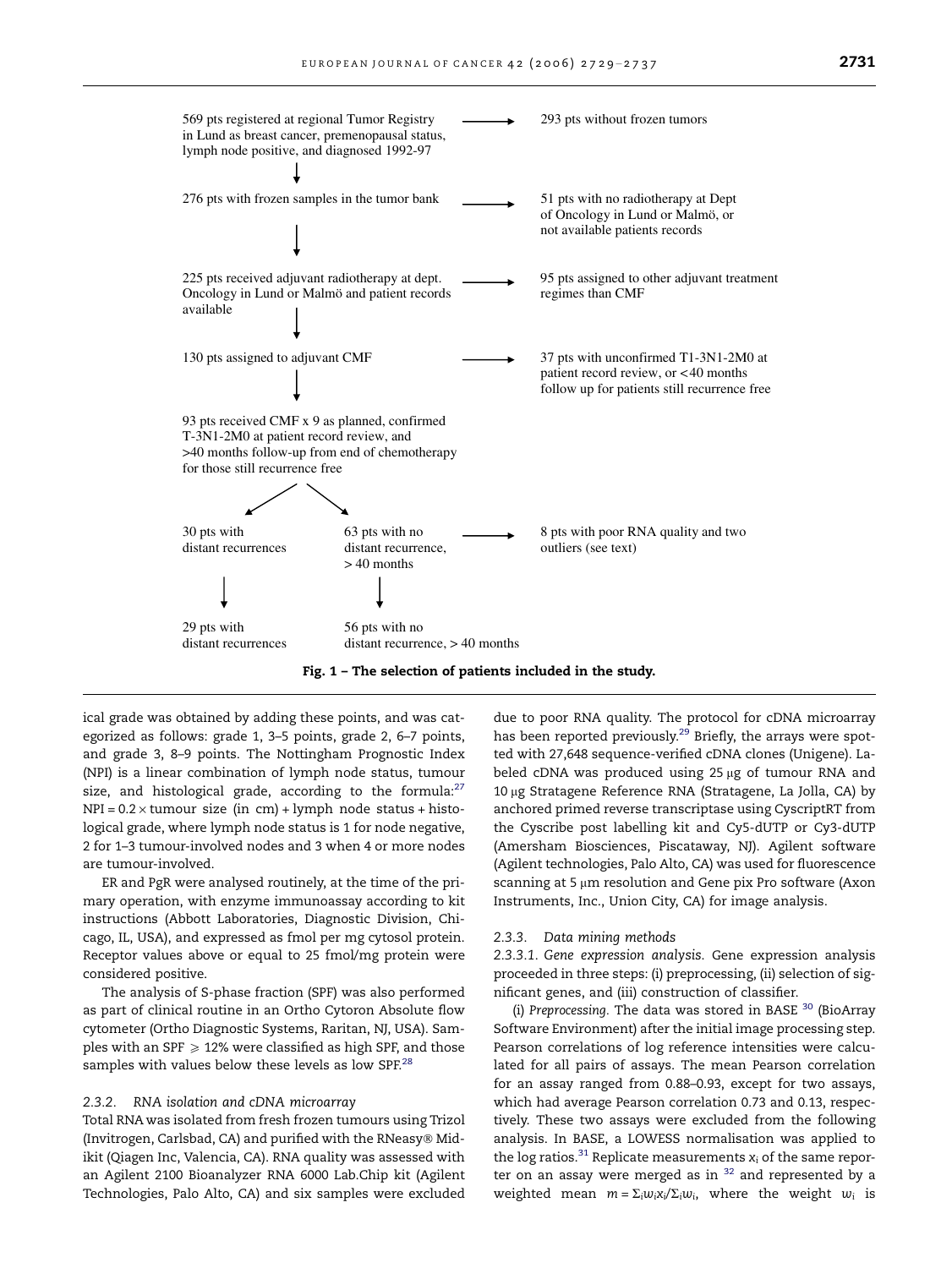569 pts registered at regional Tumor Registry in Lund as breast cancer, premenopausal status, lymph node positive, and diagnosed 1992-97 → 293 pts without frozen tumors

↓

276 pts with frozen samples in the tumor bank → 51 pts with no radiotherapy at Dept of Oncology in Lund or Malmö, or not available patients records

↓

225 pts received adjuvant radiotherapy at dept. Oncology in Lund or Malmö and patient records available → 95 pts assigned to other adjuvant treatment regimes than CMF

↓

130 pts assigned to adjuvant CMF → 37 pts with unconfirmed T1-3N1-2M0 at patient record review, or <40 months follow up for patients still recurrence free

↓

93 pts received CMF x 9 as planned, confirmed T-3N1-2M0 at patient record review, and >40 months follow-up from end of chemotherapy for those still recurrence free

↙ ↘

30 pts with distant recurrences

63 pts with no distant recurrence, > 40 months → 8 pts with poor RNA quality and two outliers (see text)

↓ ↓

29 pts with distant recurrences

56 pts with no distant recurrence, > 40 months

**Fig. 1 – The selection of patients included in the study.**

ical grade was obtained by adding these points, and was categorized as follows: grade 1, 3–5 points, grade 2, 6–7 points, and grade 3, 8–9 points. The Nottingham Prognostic Index (NPI) is a linear combination of lymph node status, tumour size, and histological grade, according to the formula:[27] NPI = 0.2 × tumour size (in cm) + lymph node status + histological grade, where lymph node status is 1 for node negative, 2 for 1–3 tumour-involved nodes and 3 when 4 or more nodes are tumour-involved.

ER and PgR were analysed routinely, at the time of the primary operation, with enzyme immunoassay according to kit instructions (Abbott Laboratories, Diagnostic Division, Chicago, IL, USA), and expressed as fmol per mg cytosol protein. Receptor values above or equal to 25 fmol/mg protein were considered positive.

The analysis of S-phase fraction (SPF) was also performed as part of clinical routine in an Ortho Cytoron Absolute flow cytometer (Ortho Diagnostic Systems, Raritan, NJ, USA). Samples with an SPF ⩾ 12% were classified as high SPF, and those samples with values below these levels as low SPF.[28]

### 2.3.2. RNA isolation and cDNA microarray

Total RNA was isolated from fresh frozen tumours using Trizol (Invitrogen, Carlsbad, CA) and purified with the RNeasy® Midikit (Qiagen Inc, Valencia, CA). RNA quality was assessed with an Agilent 2100 Bioanalyzer RNA 6000 Lab.Chip kit (Agilent Technologies, Palo Alto, CA) and six samples were excluded due to poor RNA quality. The protocol for cDNA microarray has been reported previously.[29] Briefly, the arrays were spotted with 27,648 sequence-verified cDNA clones (Unigene). Labeled cDNA was produced using 25 μg of tumour RNA and 10 μg Stratagene Reference RNA (Stratagene, La Jolla, CA) by anchored primed reverse transcriptase using CyscriptRT from the Cyscribe post labelling kit and Cy5-dUTP or Cy3-dUTP (Amersham Biosciences, Piscataway, NJ). Agilent software (Agilent technologies, Palo Alto, CA) was used for fluorescence scanning at 5 μm resolution and Gene pix Pro software (Axon Instruments, Inc., Union City, CA) for image analysis.

### 2.3.3. Data mining methods

*2.3.3.1. Gene expression analysis.* Gene expression analysis proceeded in three steps: (i) preprocessing, (ii) selection of significant genes, and (iii) construction of classifier.

(i) *Preprocessing.* The data was stored in BASE [30] (BioArray Software Environment) after the initial image processing step. Pearson correlations of log reference intensities were calculated for all pairs of assays. The mean Pearson correlation for an assay ranged from 0.88–0.93, except for two assays, which had average Pearson correlation 0.73 and 0.13, respectively. These two assays were excluded from the following analysis. In BASE, a LOWESS normalisation was applied to the log ratios.[31] Replicate measurements $x_i$ of the same reporter on an assay were merged as in [32] and represented by a weighted mean $m = \Sigma_i w_i x_i / \Sigma_i w_i$, where the weight $w_i$ is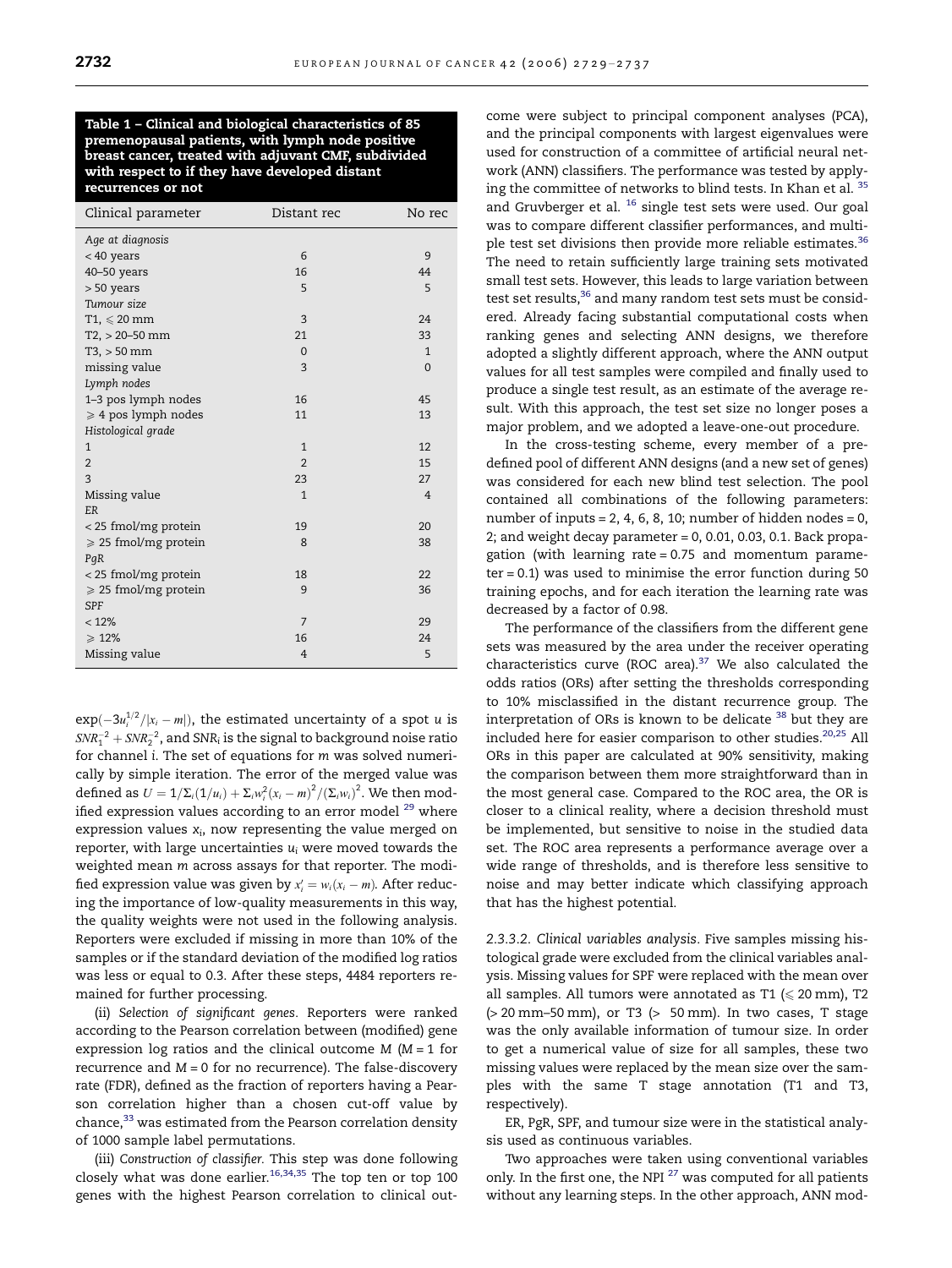**Table 1 – Clinical and biological characteristics of 85 premenopausal patients, with lymph node positive breast cancer, treated with adjuvant CMF, subdivided with respect to if they have developed distant recurrences or not**

| Clinical parameter | Distant rec | No rec |
|---|---|---|
| *Age at diagnosis* | | |
| < 40 years | 6 | 9 |
| 40–50 years | 16 | 44 |
| > 50 years | 5 | 5 |
| *Tumour size* | | |
| T1, ⩽ 20 mm | 3 | 24 |
| T2, > 20–50 mm | 21 | 33 |
| T3, > 50 mm | 0 | 1 |
| missing value | 3 | 0 |
| *Lymph nodes* | | |
| 1–3 pos lymph nodes | 16 | 45 |
| ⩾ 4 pos lymph nodes | 11 | 13 |
| *Histological grade* | | |
| 1 | 1 | 12 |
| 2 | 2 | 15 |
| 3 | 23 | 27 |
| Missing value | 1 | 4 |
| *ER* | | |
| < 25 fmol/mg protein | 19 | 20 |
| ⩾ 25 fmol/mg protein | 8 | 38 |
| *PgR* | | |
| < 25 fmol/mg protein | 18 | 22 |
| ⩾ 25 fmol/mg protein | 9 | 36 |
| *SPF* | | |
| < 12% | 7 | 29 |
| ⩾ 12% | 16 | 24 |
| Missing value | 4 | 5 |

$\exp(-3u_i^{1/2}/|x_i - m|)$, the estimated uncertainty of a spot $u$ is $SNR_1^{-2} + SNR_2^{-2}$, and $SNR_i$ is the signal to background noise ratio for channel $i$. The set of equations for $m$ was solved numerically by simple iteration. The error of the merged value was defined as $U = 1/\Sigma_i(1/u_i) + \Sigma_i w_i^2(x_i - m)^2/(\Sigma_i w_i)^2$. We then modified expression values according to an error model [29] where expression values $x_i$, now representing the value merged on reporter, with large uncertainties $u_i$ were moved towards the weighted mean $m$ across assays for that reporter. The modified expression value was given by $x_i' = w_i(x_i - m)$. After reducing the importance of low-quality measurements in this way, the quality weights were not used in the following analysis. Reporters were excluded if missing in more than 10% of the samples or if the standard deviation of the modified log ratios was less or equal to 0.3. After these steps, 4484 reporters remained for further processing.

(ii) *Selection of significant genes*. Reporters were ranked according to the Pearson correlation between (modified) gene expression log ratios and the clinical outcome $M$ ($M = 1$ for recurrence and $M = 0$ for no recurrence). The false-discovery rate (FDR), defined as the fraction of reporters having a Pearson correlation higher than a chosen cut-off value by chance,[33] was estimated from the Pearson correlation density of 1000 sample label permutations.

(iii) *Construction of classifier*. This step was done following closely what was done earlier.[16,34,35] The top ten or top 100 genes with the highest Pearson correlation to clinical outcome were subject to principal component analyses (PCA), and the principal components with largest eigenvalues were used for construction of a committee of artificial neural network (ANN) classifiers. The performance was tested by applying the committee of networks to blind tests. In Khan et al. [35] and Gruvberger et al. [16] single test sets were used. Our goal was to compare different classifier performances, and multiple test set divisions then provide more reliable estimates.[36] The need to retain sufficiently large training sets motivated small test sets. However, this leads to large variation between test set results,[36] and many random test sets must be considered. Already facing substantial computational costs when ranking genes and selecting ANN designs, we therefore adopted a slightly different approach, where the ANN output values for all test samples were compiled and finally used to produce a single test result, as an estimate of the average result. With this approach, the test set size no longer poses a major problem, and we adopted a leave-one-out procedure.

In the cross-testing scheme, every member of a predefined pool of different ANN designs (and a new set of genes) was considered for each new blind test selection. The pool contained all combinations of the following parameters: number of inputs = 2, 4, 6, 8, 10; number of hidden nodes = 0, 2; and weight decay parameter = 0, 0.01, 0.03, 0.1. Back propagation (with learning rate = 0.75 and momentum parameter = 0.1) was used to minimise the error function during 50 training epochs, and for each iteration the learning rate was decreased by a factor of 0.98.

The performance of the classifiers from the different gene sets was measured by the area under the receiver operating characteristics curve (ROC area).[37] We also calculated the odds ratios (ORs) after setting the thresholds corresponding to 10% misclassified in the distant recurrence group. The interpretation of ORs is known to be delicate [38] but they are included here for easier comparison to other studies.[20,25] All ORs in this paper are calculated at 90% sensitivity, making the comparison between them more straightforward than in the most general case. Compared to the ROC area, the OR is closer to a clinical reality, where a decision threshold must be implemented, but sensitive to noise in the studied data set. The ROC area represents a performance average over a wide range of thresholds, and is therefore less sensitive to noise and may better indicate which classifying approach that has the highest potential.

*2.3.3.2. Clinical variables analysis*. Five samples missing histological grade were excluded from the clinical variables analysis. Missing values for SPF were replaced with the mean over all samples. All tumors were annotated as T1 (⩽ 20 mm), T2 (> 20 mm–50 mm), or T3 (> 50 mm). In two cases, T stage was the only available information of tumour size. In order to get a numerical value of size for all samples, these two missing values were replaced by the mean size over the samples with the same T stage annotation (T1 and T3, respectively).

ER, PgR, SPF, and tumour size were in the statistical analysis used as continuous variables.

Two approaches were taken using conventional variables only. In the first one, the NPI [27] was computed for all patients without any learning steps. In the other approach, ANN mod-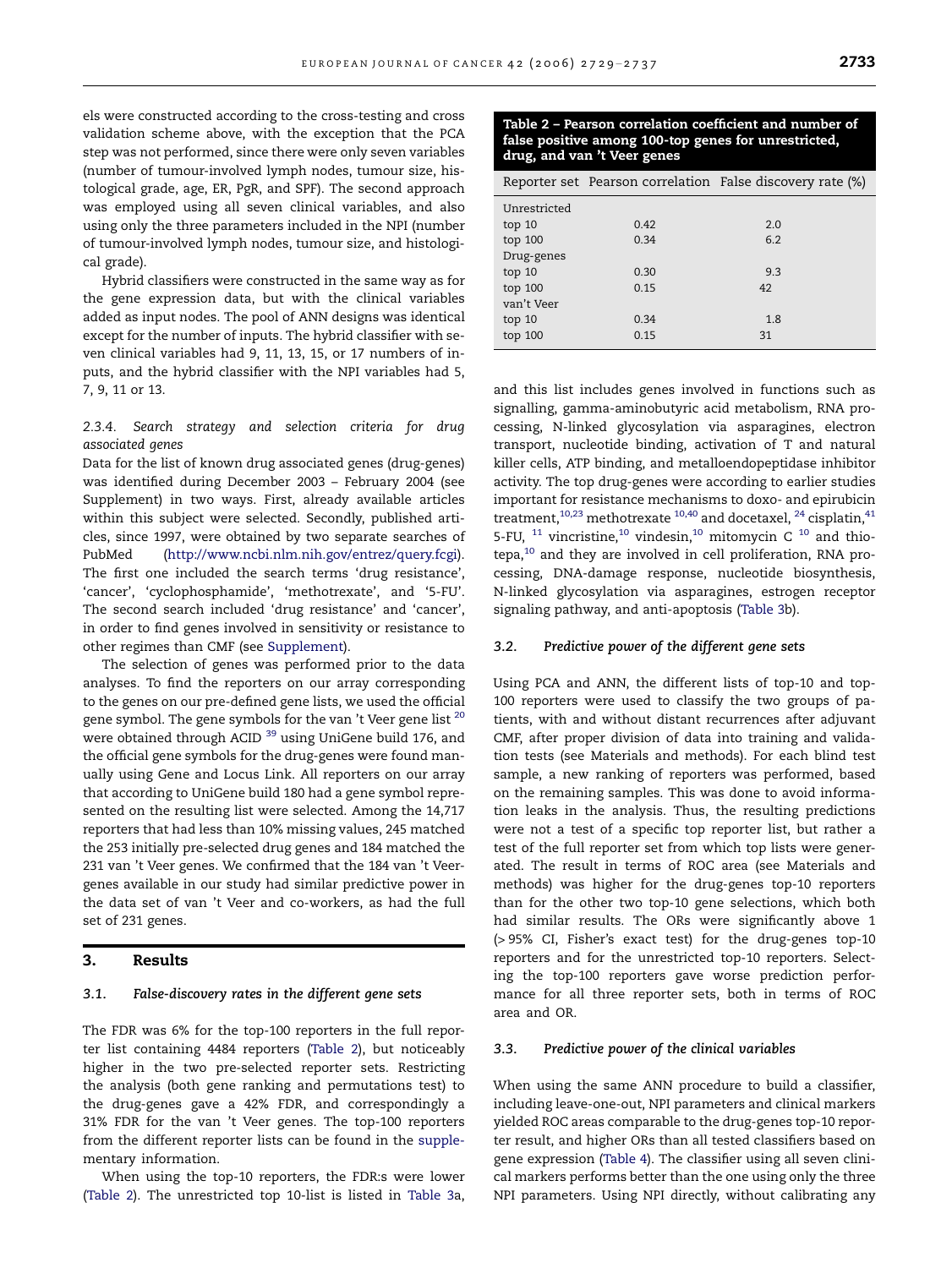els were constructed according to the cross-testing and cross validation scheme above, with the exception that the PCA step was not performed, since there were only seven variables (number of tumour-involved lymph nodes, tumour size, histological grade, age, ER, PgR, and SPF). The second approach was employed using all seven clinical variables, and also using only the three parameters included in the NPI (number of tumour-involved lymph nodes, tumour size, and histological grade).

Hybrid classifiers were constructed in the same way as for the gene expression data, but with the clinical variables added as input nodes. The pool of ANN designs was identical except for the number of inputs. The hybrid classifier with seven clinical variables had 9, 11, 13, 15, or 17 numbers of inputs, and the hybrid classifier with the NPI variables had 5, 7, 9, 11 or 13.

#### 2.3.4. Search strategy and selection criteria for drug associated genes

Data for the list of known drug associated genes (drug-genes) was identified during December 2003 – February 2004 (see Supplement) in two ways. First, already available articles within this subject were selected. Secondly, published articles, since 1997, were obtained by two separate searches of PubMed (http://www.ncbi.nlm.nih.gov/entrez/query.fcgi). The first one included the search terms 'drug resistance', 'cancer', 'cyclophosphamide', 'methotrexate', and '5-FU'. The second search included 'drug resistance' and 'cancer', in order to find genes involved in sensitivity or resistance to other regimes than CMF (see Supplement).

The selection of genes was performed prior to the data analyses. To find the reporters on our array corresponding to the genes on our pre-defined gene lists, we used the official gene symbol. The gene symbols for the van 't Veer gene list [20] were obtained through ACID [39] using UniGene build 176, and the official gene symbols for the drug-genes were found manually using Gene and Locus Link. All reporters on our array that according to UniGene build 180 had a gene symbol represented on the resulting list were selected. Among the 14,717 reporters that had less than 10% missing values, 245 matched the 253 initially pre-selected drug genes and 184 matched the 231 van 't Veer genes. We confirmed that the 184 van 't Veer-genes available in our study had similar predictive power in the data set of van 't Veer and co-workers, as had the full set of 231 genes.

## 3. Results

### 3.1. False-discovery rates in the different gene sets

The FDR was 6% for the top-100 reporters in the full reporter list containing 4484 reporters (Table 2), but noticeably higher in the two pre-selected reporter sets. Restricting the analysis (both gene ranking and permutations test) to the drug-genes gave a 42% FDR, and correspondingly a 31% FDR for the van 't Veer genes. The top-100 reporters from the different reporter lists can be found in the supplementary information.

When using the top-10 reporters, the FDR:s were lower (Table 2). The unrestricted top 10-list is listed in Table 3a, and this list includes genes involved in functions such as signalling, gamma-aminobutyric acid metabolism, RNA processing, N-linked glycosylation via asparagines, electron transport, nucleotide binding, activation of T and natural killer cells, ATP binding, and metalloendopeptidase inhibitor activity. The top drug-genes were according to earlier studies important for resistance mechanisms to doxo- and epirubicin treatment,[10,23] methotrexate [10,40] and docetaxel, [24] cisplatin,[41] 5-FU, [11] vincristine,[10] vindesin,[10] mitomycin C [10] and thiotepa,[10] and they are involved in cell proliferation, RNA processing, DNA-damage response, nucleotide biosynthesis, N-linked glycosylation via asparagines, estrogen receptor signaling pathway, and anti-apoptosis (Table 3b).

**Table 2 – Pearson correlation coefficient and number of false positive among 100-top genes for unrestricted, drug, and van 't Veer genes**

| Reporter set | Pearson correlation | False discovery rate (%) |
|---|---|---|
| Unrestricted | | |
| top 10 | 0.42 | 2.0 |
| top 100 | 0.34 | 6.2 |
| Drug-genes | | |
| top 10 | 0.30 | 9.3 |
| top 100 | 0.15 | 42 |
| van't Veer | | |
| top 10 | 0.34 | 1.8 |
| top 100 | 0.15 | 31 |

### 3.2. Predictive power of the different gene sets

Using PCA and ANN, the different lists of top-10 and top-100 reporters were used to classify the two groups of patients, with and without distant recurrences after adjuvant CMF, after proper division of data into training and validation tests (see Materials and methods). For each blind test sample, a new ranking of reporters was performed, based on the remaining samples. This was done to avoid information leaks in the analysis. Thus, the resulting predictions were not a test of a specific top reporter list, but rather a test of the full reporter set from which top lists were generated. The result in terms of ROC area (see Materials and methods) was higher for the drug-genes top-10 reporters than for the other two top-10 gene selections, which both had similar results. The ORs were significantly above 1 (> 95% CI, Fisher's exact test) for the drug-genes top-10 reporters and for the unrestricted top-10 reporters. Selecting the top-100 reporters gave worse prediction performance for all three reporter sets, both in terms of ROC area and OR.

### 3.3. Predictive power of the clinical variables

When using the same ANN procedure to build a classifier, including leave-one-out, NPI parameters and clinical markers yielded ROC areas comparable to the drug-genes top-10 reporter result, and higher ORs than all tested classifiers based on gene expression (Table 4). The classifier using all seven clinical markers performs better than the one using only the three NPI parameters. Using NPI directly, without calibrating any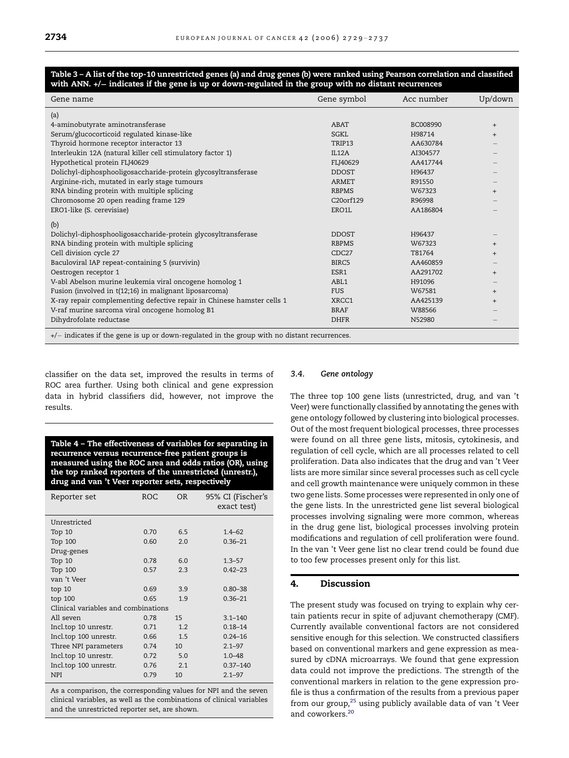**Table 3 – A list of the top-10 unrestricted genes (a) and drug genes (b) were ranked using Pearson correlation and classified with ANN. +/− indicates if the gene is up or down-regulated in the group with no distant recurrences**

| Gene name | Gene symbol | Acc number | Up/down |
|---|---|---|---|
| (a) | | | |
| 4-aminobutyrate aminotransferase | ABAT | BC008990 | + |
| Serum/glucocorticoid regulated kinase-like | SGKL | H98714 | + |
| Thyroid hormone receptor interactor 13 | TRIP13 | AA630784 | − |
| Interleukin 12A (natural killer cell stimulatory factor 1) | IL12A | AI304577 | − |
| Hypothetical protein FLJ40629 | FLJ40629 | AA417744 | − |
| Dolichyl-diphosphooligosaccharide-protein glycosyltransferase | DDOST | H96437 | − |
| Arginine-rich, mutated in early stage tumours | ARMET | R91550 | − |
| RNA binding protein with multiple splicing | RBPMS | W67323 | + |
| Chromosome 20 open reading frame 129 | C20orf129 | R96998 | − |
| ERO1-like (S. cerevisiae) | ERO1L | AA186804 | − |
| (b) | | | |
| Dolichyl-diphosphooligosaccharide-protein glycosyltransferase | DDOST | H96437 | − |
| RNA binding protein with multiple splicing | RBPMS | W67323 | + |
| Cell division cycle 27 | CDC27 | T81764 | + |
| Baculoviral IAP repeat-containing 5 (survivin) | BIRC5 | AA460859 | − |
| Oestrogen receptor 1 | ESR1 | AA291702 | + |
| V-abl Abelson murine leukemia viral oncogene homolog 1 | ABL1 | H91096 | − |
| Fusion (involved in t(12;16) in malignant liposarcoma) | FUS | W67581 | + |
| X-ray repair complementing defective repair in Chinese hamster cells 1 | XRCC1 | AA425139 | + |
| V-raf murine sarcoma viral oncogene homolog B1 | BRAF | W88566 | − |
| Dihydrofolate reductase | DHFR | N52980 | − |

+/− indicates if the gene is up or down-regulated in the group with no distant recurrences.

classifier on the data set, improved the results in terms of ROC area further. Using both clinical and gene expression data in hybrid classifiers did, however, not improve the results.

**Table 4 – The effectiveness of variables for separating in recurrence versus recurrence-free patient groups is measured using the ROC area and odds ratios (OR), using the top ranked reporters of the unrestricted (unrestr.), drug and van 't Veer reporter sets, respectively**

| Reporter set | ROC | OR | 95% CI (Fischer's exact test) |
|---|---|---|---|
| Unrestricted | | | |
| Top 10 | 0.70 | 6.5 | 1.4–62 |
| Top 100 | 0.60 | 2.0 | 0.36–21 |
| Drug-genes | | | |
| Top 10 | 0.78 | 6.0 | 1.3–57 |
| Top 100 | 0.57 | 2.3 | 0.42–23 |
| van 't Veer | | | |
| top 10 | 0.69 | 3.9 | 0.80–38 |
| top 100 | 0.65 | 1.9 | 0.36–21 |
| Clinical variables and combinations | | | |
| All seven | 0.78 | 15 | 3.1–140 |
| Incl.top 10 unrestr. | 0.71 | 1.2 | 0.18–14 |
| Incl.top 100 unrestr. | 0.66 | 1.5 | 0.24–16 |
| Three NPI parameters | 0.74 | 10 | 2.1–97 |
| Incl.top 10 unrestr. | 0.72 | 5.0 | 1.0–48 |
| Incl.top 100 unrestr. | 0.76 | 2.1 | 0.37–140 |
| NPI | 0.79 | 10 | 2.1–97 |

As a comparison, the corresponding values for NPI and the seven clinical variables, as well as the combinations of clinical variables and the unrestricted reporter set, are shown.

### 3.4. *Gene ontology*

The three top 100 gene lists (unrestricted, drug, and van 't Veer) were functionally classified by annotating the genes with gene ontology followed by clustering into biological processes. Out of the most frequent biological processes, three processes were found on all three gene lists, mitosis, cytokinesis, and regulation of cell cycle, which are all processes related to cell proliferation. Data also indicates that the drug and van 't Veer lists are more similar since several processes such as cell cycle and cell growth maintenance were uniquely common in these two gene lists. Some processes were represented in only one of the gene lists. In the unrestricted gene list several biological processes involving signaling were more common, whereas in the drug gene list, biological processes involving protein modifications and regulation of cell proliferation were found. In the van 't Veer gene list no clear trend could be found due to too few processes present only for this list.

## 4. Discussion

The present study was focused on trying to explain why certain patients recur in spite of adjuvant chemotherapy (CMF). Currently available conventional factors are not considered sensitive enough for this selection. We constructed classifiers based on conventional markers and gene expression as measured by cDNA microarrays. We found that gene expression data could not improve the predictions. The strength of the conventional markers in relation to the gene expression profile is thus a confirmation of the results from a previous paper from our group,[25] using publicly available data of van 't Veer and coworkers.[20]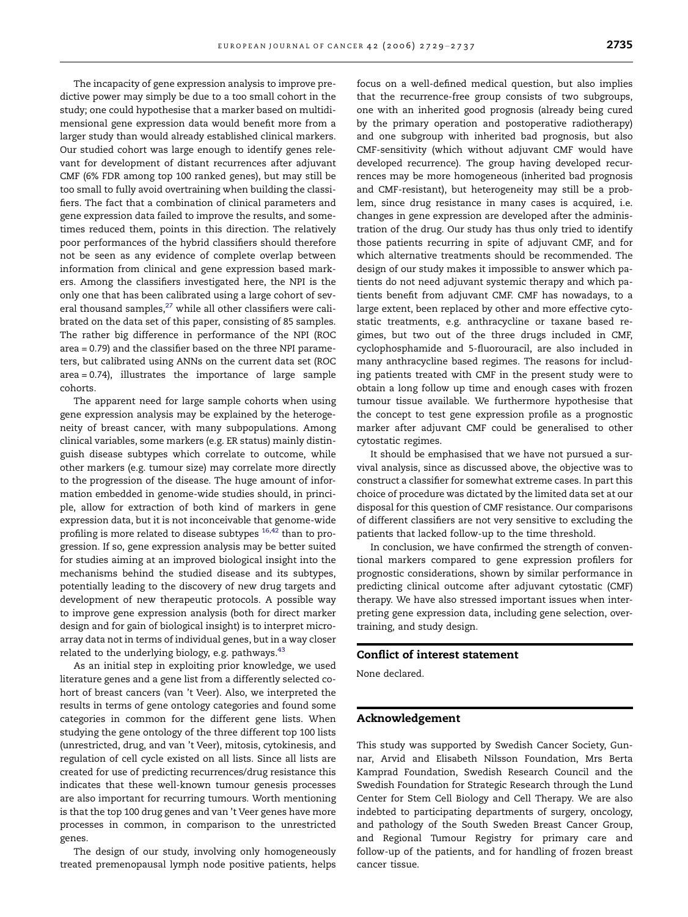The incapacity of gene expression analysis to improve predictive power may simply be due to a too small cohort in the study; one could hypothesise that a marker based on multidimensional gene expression data would benefit more from a larger study than would already established clinical markers. Our studied cohort was large enough to identify genes relevant for development of distant recurrences after adjuvant CMF (6% FDR among top 100 ranked genes), but may still be too small to fully avoid overtraining when building the classifiers. The fact that a combination of clinical parameters and gene expression data failed to improve the results, and sometimes reduced them, points in this direction. The relatively poor performances of the hybrid classifiers should therefore not be seen as any evidence of complete overlap between information from clinical and gene expression based markers. Among the classifiers investigated here, the NPI is the only one that has been calibrated using a large cohort of several thousand samples,[27] while all other classifiers were calibrated on the data set of this paper, consisting of 85 samples. The rather big difference in performance of the NPI (ROC area = 0.79) and the classifier based on the three NPI parameters, but calibrated using ANNs on the current data set (ROC area = 0.74), illustrates the importance of large sample cohorts.

The apparent need for large sample cohorts when using gene expression analysis may be explained by the heterogeneity of breast cancer, with many subpopulations. Among clinical variables, some markers (e.g. ER status) mainly distinguish disease subtypes which correlate to outcome, while other markers (e.g. tumour size) may correlate more directly to the progression of the disease. The huge amount of information embedded in genome-wide studies should, in principle, allow for extraction of both kind of markers in gene expression data, but it is not inconceivable that genome-wide profiling is more related to disease subtypes [16,42] than to progression. If so, gene expression analysis may be better suited for studies aiming at an improved biological insight into the mechanisms behind the studied disease and its subtypes, potentially leading to the discovery of new drug targets and development of new therapeutic protocols. A possible way to improve gene expression analysis (both for direct marker design and for gain of biological insight) is to interpret microarray data not in terms of individual genes, but in a way closer related to the underlying biology, e.g. pathways.[43]

As an initial step in exploiting prior knowledge, we used literature genes and a gene list from a differently selected cohort of breast cancers (van 't Veer). Also, we interpreted the results in terms of gene ontology categories and found some categories in common for the different gene lists. When studying the gene ontology of the three different top 100 lists (unrestricted, drug, and van 't Veer), mitosis, cytokinesis, and regulation of cell cycle existed on all lists. Since all lists are created for use of predicting recurrences/drug resistance this indicates that these well-known tumour genesis processes are also important for recurring tumours. Worth mentioning is that the top 100 drug genes and van 't Veer genes have more processes in common, in comparison to the unrestricted genes.

The design of our study, involving only homogeneously treated premenopausal lymph node positive patients, helps focus on a well-defined medical question, but also implies that the recurrence-free group consists of two subgroups, one with an inherited good prognosis (already being cured by the primary operation and postoperative radiotherapy) and one subgroup with inherited bad prognosis, but also CMF-sensitivity (which without adjuvant CMF would have developed recurrence). The group having developed recurrences may be more homogeneous (inherited bad prognosis and CMF-resistant), but heterogeneity may still be a problem, since drug resistance in many cases is acquired, i.e. changes in gene expression are developed after the administration of the drug. Our study has thus only tried to identify those patients recurring in spite of adjuvant CMF, and for which alternative treatments should be recommended. The design of our study makes it impossible to answer which patients do not need adjuvant systemic therapy and which patients benefit from adjuvant CMF. CMF has nowadays, to a large extent, been replaced by other and more effective cytostatic treatments, e.g. anthracycline or taxane based regimes, but two out of the three drugs included in CMF, cyclophosphamide and 5-fluorouracil, are also included in many anthracycline based regimes. The reasons for including patients treated with CMF in the present study were to obtain a long follow up time and enough cases with frozen tumour tissue available. We furthermore hypothesise that the concept to test gene expression profile as a prognostic marker after adjuvant CMF could be generalised to other cytostatic regimes.

It should be emphasised that we have not pursued a survival analysis, since as discussed above, the objective was to construct a classifier for somewhat extreme cases. In part this choice of procedure was dictated by the limited data set at our disposal for this question of CMF resistance. Our comparisons of different classifiers are not very sensitive to excluding the patients that lacked follow-up to the time threshold.

In conclusion, we have confirmed the strength of conventional markers compared to gene expression profilers for prognostic considerations, shown by similar performance in predicting clinical outcome after adjuvant cytostatic (CMF) therapy. We have also stressed important issues when interpreting gene expression data, including gene selection, overtraining, and study design.

## Conflict of interest statement

None declared.

## Acknowledgement

This study was supported by Swedish Cancer Society, Gunnar, Arvid and Elisabeth Nilsson Foundation, Mrs Berta Kamprad Foundation, Swedish Research Council and the Swedish Foundation for Strategic Research through the Lund Center for Stem Cell Biology and Cell Therapy. We are also indebted to participating departments of surgery, oncology, and pathology of the South Sweden Breast Cancer Group, and Regional Tumour Registry for primary care and follow-up of the patients, and for handling of frozen breast cancer tissue.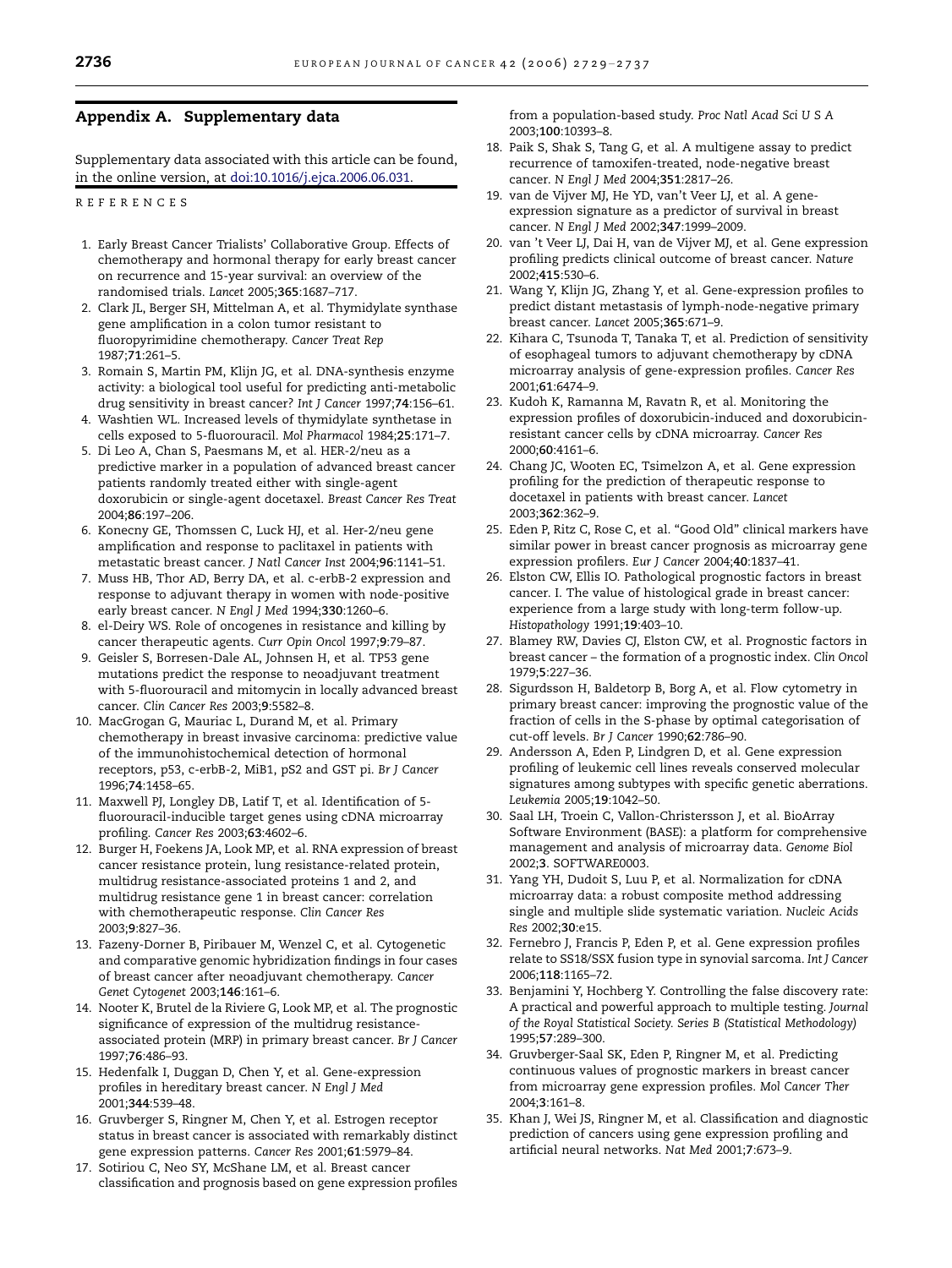## Appendix A. Supplementary data

Supplementary data associated with this article can be found, in the online version, at doi:10.1016/j.ejca.2006.06.031.

REFERENCES

1. Early Breast Cancer Trialists' Collaborative Group. Effects of chemotherapy and hormonal therapy for early breast cancer on recurrence and 15-year survival: an overview of the randomised trials. *Lancet* 2005;**365**:1687–717.
2. Clark JL, Berger SH, Mittelman A, et al. Thymidylate synthase gene amplification in a colon tumor resistant to fluoropyrimidine chemotherapy. *Cancer Treat Rep* 1987;**71**:261–5.
3. Romain S, Martin PM, Klijn JG, et al. DNA-synthesis enzyme activity: a biological tool useful for predicting anti-metabolic drug sensitivity in breast cancer? *Int J Cancer* 1997;**74**:156–61.
4. Washtien WL. Increased levels of thymidylate synthetase in cells exposed to 5-fluorouracil. *Mol Pharmacol* 1984;**25**:171–7.
5. Di Leo A, Chan S, Paesmans M, et al. HER-2/neu as a predictive marker in a population of advanced breast cancer patients randomly treated either with single-agent doxorubicin or single-agent docetaxel. *Breast Cancer Res Treat* 2004;**86**:197–206.
6. Konecny GE, Thomssen C, Luck HJ, et al. Her-2/neu gene amplification and response to paclitaxel in patients with metastatic breast cancer. *J Natl Cancer Inst* 2004;**96**:1141–51.
7. Muss HB, Thor AD, Berry DA, et al. c-erbB-2 expression and response to adjuvant therapy in women with node-positive early breast cancer. *N Engl J Med* 1994;**330**:1260–6.
8. el-Deiry WS. Role of oncogenes in resistance and killing by cancer therapeutic agents. *Curr Opin Oncol* 1997;**9**:79–87.
9. Geisler S, Borresen-Dale AL, Johnsen H, et al. TP53 gene mutations predict the response to neoadjuvant treatment with 5-fluorouracil and mitomycin in locally advanced breast cancer. *Clin Cancer Res* 2003;**9**:5582–8.
10. MacGrogan G, Mauriac L, Durand M, et al. Primary chemotherapy in breast invasive carcinoma: predictive value of the immunohistochemical detection of hormonal receptors, p53, c-erbB-2, MiB1, pS2 and GST pi. *Br J Cancer* 1996;**74**:1458–65.
11. Maxwell PJ, Longley DB, Latif T, et al. Identification of 5-fluorouracil-inducible target genes using cDNA microarray profiling. *Cancer Res* 2003;**63**:4602–6.
12. Burger H, Foekens JA, Look MP, et al. RNA expression of breast cancer resistance protein, lung resistance-related protein, multidrug resistance-associated proteins 1 and 2, and multidrug resistance gene 1 in breast cancer: correlation with chemotherapeutic response. *Clin Cancer Res* 2003;**9**:827–36.
13. Fazeny-Dorner B, Piribauer M, Wenzel C, et al. Cytogenetic and comparative genomic hybridization findings in four cases of breast cancer after neoadjuvant chemotherapy. *Cancer Genet Cytogenet* 2003;**146**:161–6.
14. Nooter K, Brutel de la Riviere G, Look MP, et al. The prognostic significance of expression of the multidrug resistance-associated protein (MRP) in primary breast cancer. *Br J Cancer* 1997;**76**:486–93.
15. Hedenfalk I, Duggan D, Chen Y, et al. Gene-expression profiles in hereditary breast cancer. *N Engl J Med* 2001;**344**:539–48.
16. Gruvberger S, Ringner M, Chen Y, et al. Estrogen receptor status in breast cancer is associated with remarkably distinct gene expression patterns. *Cancer Res* 2001;**61**:5979–84.
17. Sotiriou C, Neo SY, McShane LM, et al. Breast cancer classification and prognosis based on gene expression profiles from a population-based study. *Proc Natl Acad Sci U S A* 2003;**100**:10393–8.
18. Paik S, Shak S, Tang G, et al. A multigene assay to predict recurrence of tamoxifen-treated, node-negative breast cancer. *N Engl J Med* 2004;**351**:2817–26.
19. van de Vijver MJ, He YD, van't Veer LJ, et al. A gene-expression signature as a predictor of survival in breast cancer. *N Engl J Med* 2002;**347**:1999–2009.
20. van 't Veer LJ, Dai H, van de Vijver MJ, et al. Gene expression profiling predicts clinical outcome of breast cancer. *Nature* 2002;**415**:530–6.
21. Wang Y, Klijn JG, Zhang Y, et al. Gene-expression profiles to predict distant metastasis of lymph-node-negative primary breast cancer. *Lancet* 2005;**365**:671–9.
22. Kihara C, Tsunoda T, Tanaka T, et al. Prediction of sensitivity of esophageal tumors to adjuvant chemotherapy by cDNA microarray analysis of gene-expression profiles. *Cancer Res* 2001;**61**:6474–9.
23. Kudoh K, Ramanna M, Ravatn R, et al. Monitoring the expression profiles of doxorubicin-induced and doxorubicin-resistant cancer cells by cDNA microarray. *Cancer Res* 2000;**60**:4161–6.
24. Chang JC, Wooten EC, Tsimelzon A, et al. Gene expression profiling for the prediction of therapeutic response to docetaxel in patients with breast cancer. *Lancet* 2003;**362**:362–9.
25. Eden P, Ritz C, Rose C, et al. "Good Old" clinical markers have similar power in breast cancer prognosis as microarray gene expression profilers. *Eur J Cancer* 2004;**40**:1837–41.
26. Elston CW, Ellis IO. Pathological prognostic factors in breast cancer. I. The value of histological grade in breast cancer: experience from a large study with long-term follow-up. *Histopathology* 1991;**19**:403–10.
27. Blamey RW, Davies CJ, Elston CW, et al. Prognostic factors in breast cancer – the formation of a prognostic index. *Clin Oncol* 1979;**5**:227–36.
28. Sigurdsson H, Baldetorp B, Borg A, et al. Flow cytometry in primary breast cancer: improving the prognostic value of the fraction of cells in the S-phase by optimal categorisation of cut-off levels. *Br J Cancer* 1990;**62**:786–90.
29. Andersson A, Eden P, Lindgren D, et al. Gene expression profiling of leukemic cell lines reveals conserved molecular signatures among subtypes with specific genetic aberrations. *Leukemia* 2005;**19**:1042–50.
30. Saal LH, Troein C, Vallon-Christersson J, et al. BioArray Software Environment (BASE): a platform for comprehensive management and analysis of microarray data. *Genome Biol* 2002;**3**. SOFTWARE0003.
31. Yang YH, Dudoit S, Luu P, et al. Normalization for cDNA microarray data: a robust composite method addressing single and multiple slide systematic variation. *Nucleic Acids Res* 2002;**30**:e15.
32. Fernebro J, Francis P, Eden P, et al. Gene expression profiles relate to SS18/SSX fusion type in synovial sarcoma. *Int J Cancer* 2006;**118**:1165–72.
33. Benjamini Y, Hochberg Y. Controlling the false discovery rate: A practical and powerful approach to multiple testing. *Journal of the Royal Statistical Society. Series B (Statistical Methodology)* 1995;**57**:289–300.
34. Gruvberger-Saal SK, Eden P, Ringner M, et al. Predicting continuous values of prognostic markers in breast cancer from microarray gene expression profiles. *Mol Cancer Ther* 2004;**3**:161–8.
35. Khan J, Wei JS, Ringner M, et al. Classification and diagnostic prediction of cancers using gene expression profiling and artificial neural networks. *Nat Med* 2001;**7**:673–9.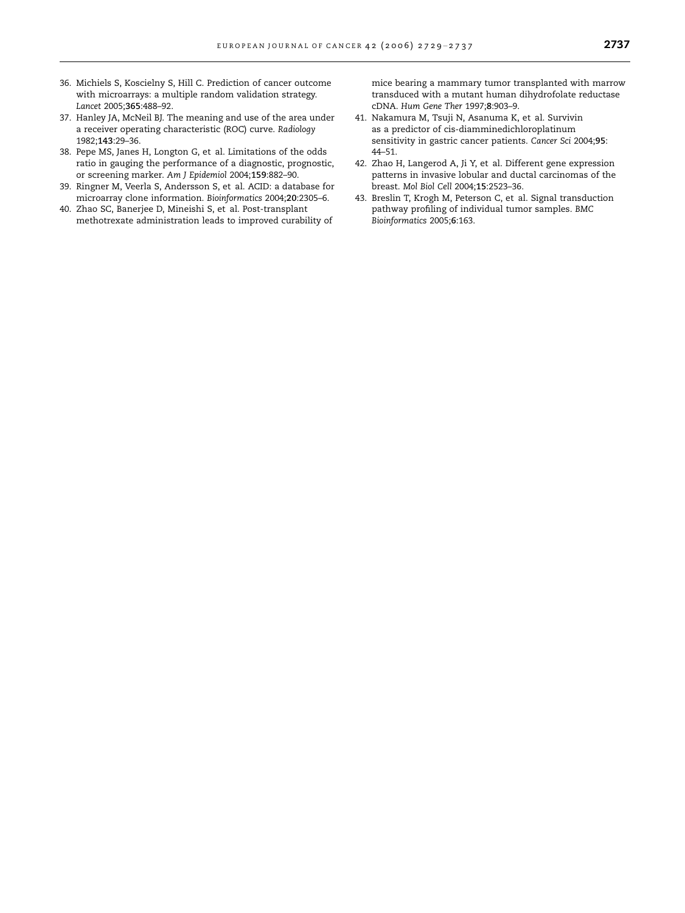36. Michiels S, Koscielny S, Hill C. Prediction of cancer outcome with microarrays: a multiple random validation strategy. *Lancet* 2005;**365**:488–92.
37. Hanley JA, McNeil BJ. The meaning and use of the area under a receiver operating characteristic (ROC) curve. *Radiology* 1982;**143**:29–36.
38. Pepe MS, Janes H, Longton G, et al. Limitations of the odds ratio in gauging the performance of a diagnostic, prognostic, or screening marker. *Am J Epidemiol* 2004;**159**:882–90.
39. Ringner M, Veerla S, Andersson S, et al. ACID: a database for microarray clone information. *Bioinformatics* 2004;**20**:2305–6.
40. Zhao SC, Banerjee D, Mineishi S, et al. Post-transplant methotrexate administration leads to improved curability of mice bearing a mammary tumor transplanted with marrow transduced with a mutant human dihydrofolate reductase cDNA. *Hum Gene Ther* 1997;**8**:903–9.
41. Nakamura M, Tsuji N, Asanuma K, et al. Survivin as a predictor of cis-diamminedichloroplatinum sensitivity in gastric cancer patients. *Cancer Sci* 2004;**95**: 44–51.
42. Zhao H, Langerod A, Ji Y, et al. Different gene expression patterns in invasive lobular and ductal carcinomas of the breast. *Mol Biol Cell* 2004;**15**:2523–36.
43. Breslin T, Krogh M, Peterson C, et al. Signal transduction pathway profiling of individual tumor samples. *BMC Bioinformatics* 2005;**6**:163.